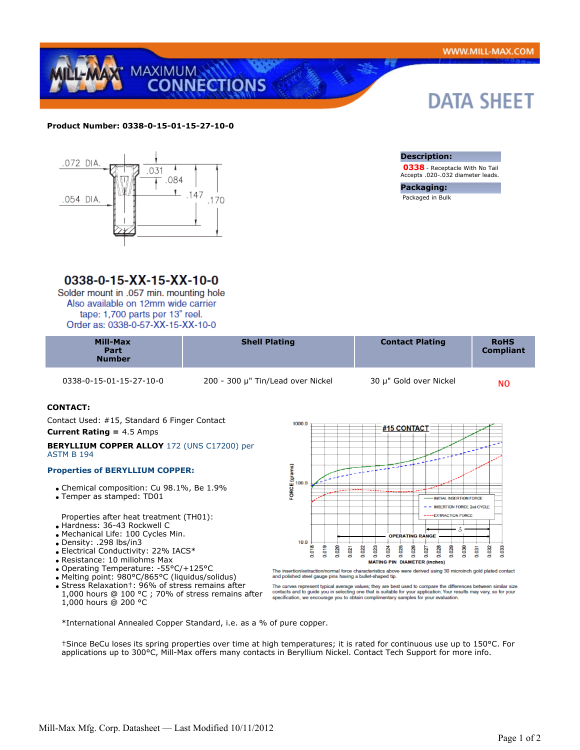**Product Number: 0338-0-15-01-15-27-10-0**

**Description:**
**0338** - Receptacle With No Tail
Accepts .020-.032 diameter leads.

**Packaging:**
Packaged in Bulk

## 0338-0-15-XX-15-XX-10-0

Solder mount in .057 min. mounting hole
Also available on 12mm wide carrier tape: 1,700 parts per 13" reel.
Order as: 0338-0-57-XX-15-XX-10-0

| Mill-Max Part Number | Shell Plating | Contact Plating | RoHS Compliant |
| --- | --- | --- | --- |
| 0338-0-15-01-15-27-10-0 | 200 - 300 µ" Tin/Lead over Nickel | 30 µ" Gold over Nickel | NO |

**CONTACT:**

Contact Used: #15, Standard 6 Finger Contact

**Current Rating =** 4.5 Amps

**BERYLLIUM COPPER ALLOY** 172 (UNS C17200) per ASTM B 194

**Properties of BERYLLIUM COPPER:**

- Chemical composition: Cu 98.1%, Be 1.9%
- Temper as stamped: TD01

Properties after heat treatment (TH01):

- Hardness: 36-43 Rockwell C
- Mechanical Life: 100 Cycles Min.
- Density: .298 lbs/in3
- Electrical Conductivity: 22% IACS*
- Resistance: 10 miliohms Max
- Operating Temperature: -55°C/+125°C
- Melting point: 980°C/865°C (liquidus/solidus)
- Stress Relaxation†: 96% of stress remains after 1,000 hours @ 100 °C ; 70% of stress remains after 1,000 hours @ 200 °C

The insertion/extraction/normal force characteristics above were derived using 30 microinch gold plated contact and polished steel gauge pins having a bullet-shaped tip.

The curves represent typical average values; they are best used to compare the differences between similar size contacts and to guide you in selecting one that is suitable for your application. Your results may vary, so for your specification, we encourage you to obtain complimentary samples for your evaluation.

*International Annealed Copper Standard, i.e. as a % of pure copper.

†Since BeCu loses its spring properties over time at high temperatures; it is rated for continuous use up to 150°C. For applications up to 300°C, Mill-Max offers many contacts in Beryllium Nickel. Contact Tech Support for more info.

Mill-Max Mfg. Corp. Datasheet — Last Modified 10/11/2012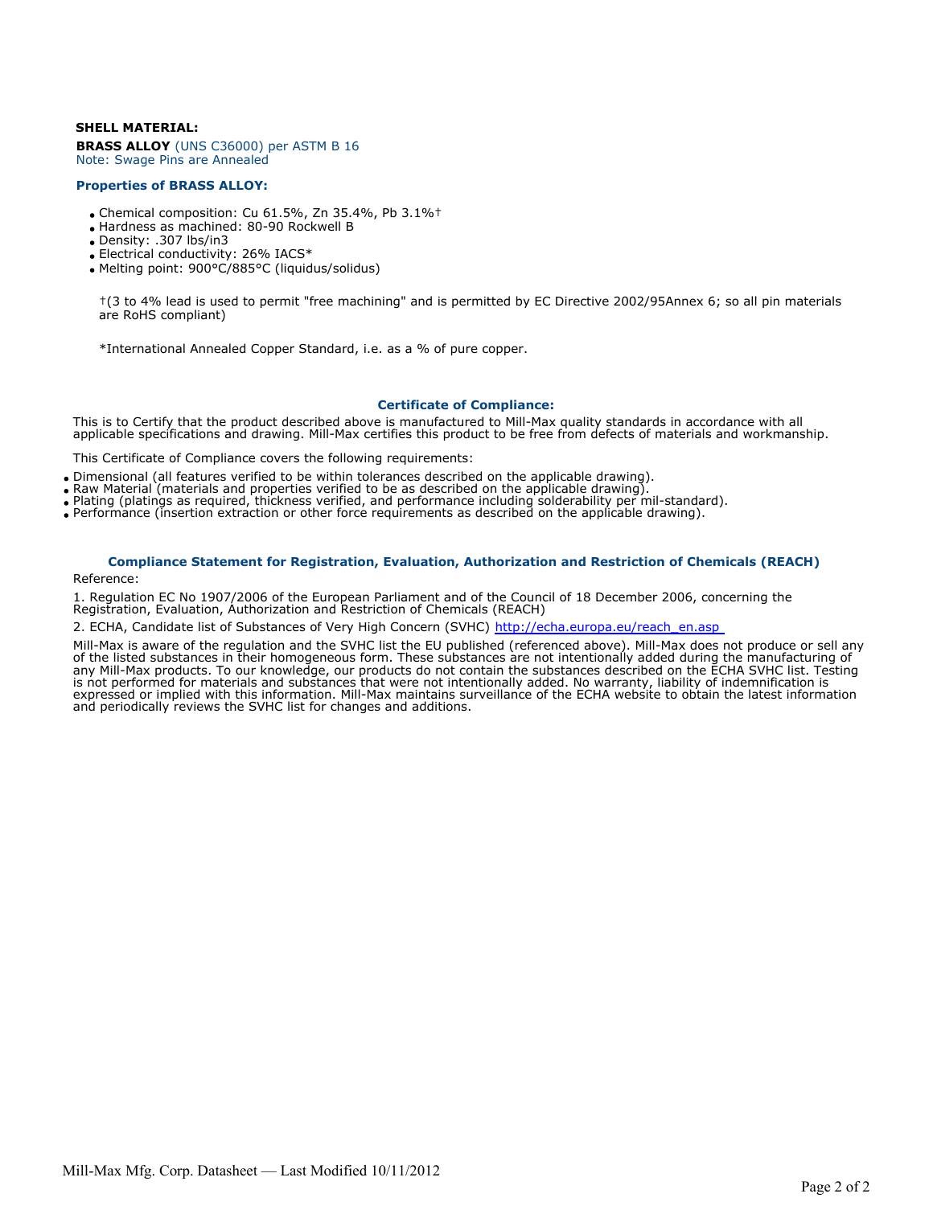**SHELL MATERIAL:**

**BRASS ALLOY** (UNS C36000) per ASTM B 16
Note: Swage Pins are Annealed

### Properties of BRASS ALLOY:

- Chemical composition: Cu 61.5%, Zn 35.4%, Pb 3.1%†
- Hardness as machined: 80-90 Rockwell B
- Density: .307 lbs/in3
- Electrical conductivity: 26% IACS*
- Melting point: 900°C/885°C (liquidus/solidus)

†(3 to 4% lead is used to permit "free machining" and is permitted by EC Directive 2002/95Annex 6; so all pin materials are RoHS compliant)

*International Annealed Copper Standard, i.e. as a % of pure copper.

### Certificate of Compliance:

This is to Certify that the product described above is manufactured to Mill-Max quality standards in accordance with all applicable specifications and drawing. Mill-Max certifies this product to be free from defects of materials and workmanship.

This Certificate of Compliance covers the following requirements:

- Dimensional (all features verified to be within tolerances described on the applicable drawing).
- Raw Material (materials and properties verified to be as described on the applicable drawing).
- Plating (platings as required, thickness verified, and performance including solderability per mil-standard).
- Performance (insertion extraction or other force requirements as described on the applicable drawing).

### Compliance Statement for Registration, Evaluation, Authorization and Restriction of Chemicals (REACH)

Reference:

1. Regulation EC No 1907/2006 of the European Parliament and of the Council of 18 December 2006, concerning the Registration, Evaluation, Authorization and Restriction of Chemicals (REACH)
2. ECHA, Candidate list of Substances of Very High Concern (SVHC) http://echa.europa.eu/reach_en.asp

Mill-Max is aware of the regulation and the SVHC list the EU published (referenced above). Mill-Max does not produce or sell any of the listed substances in their homogeneous form. These substances are not intentionally added during the manufacturing of any Mill-Max products. To our knowledge, our products do not contain the substances described on the ECHA SVHC list. Testing is not performed for materials and substances that were not intentionally added. No warranty, liability of indemnification is expressed or implied with this information. Mill-Max maintains surveillance of the ECHA website to obtain the latest information and periodically reviews the SVHC list for changes and additions.

Mill-Max Mfg. Corp. Datasheet — Last Modified 10/11/2012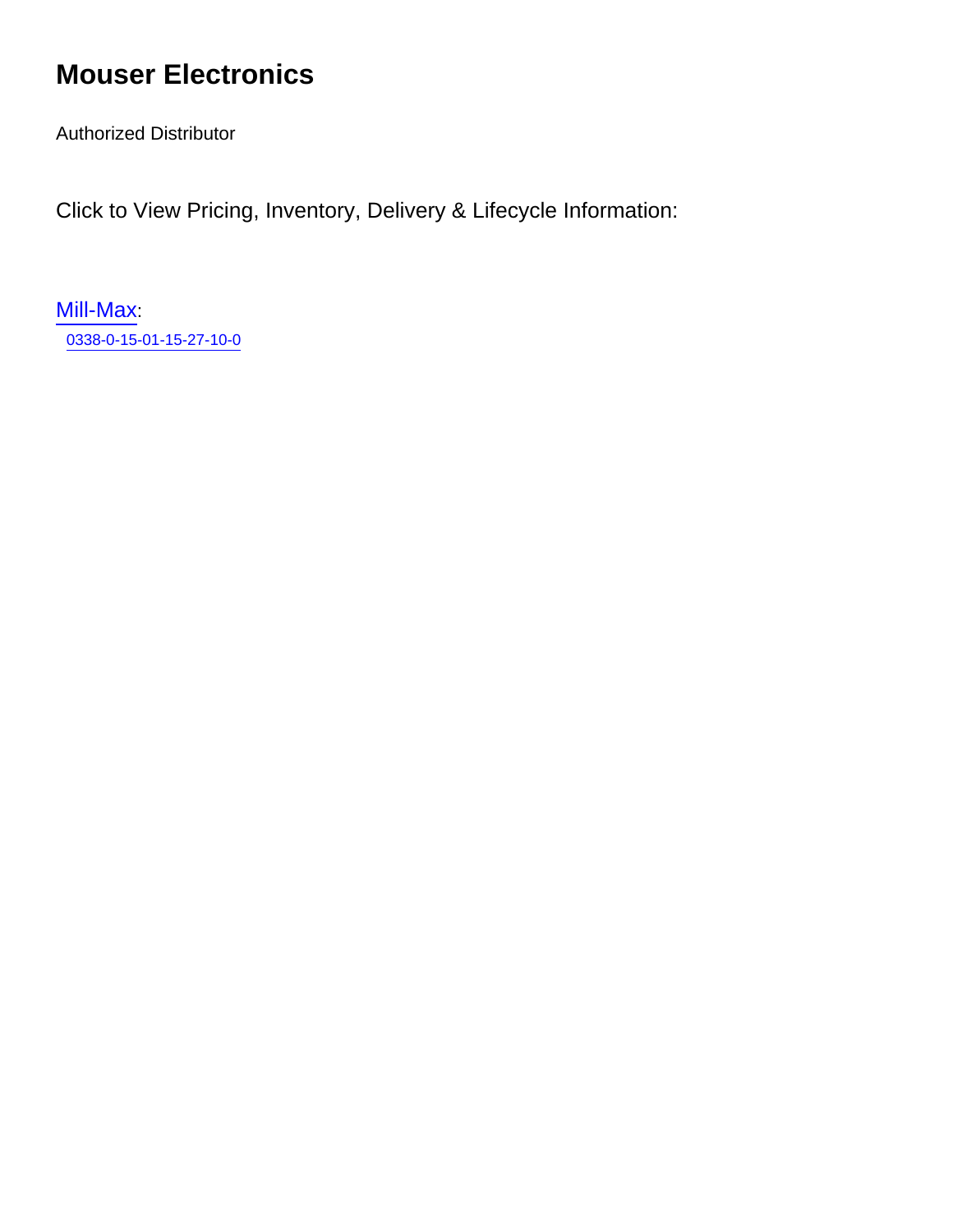# Mouser Electronics

Authorized Distributor

Click to View Pricing, Inventory, Delivery & Lifecycle Information:

Mill-Max:

0338-0-15-01-15-27-10-0